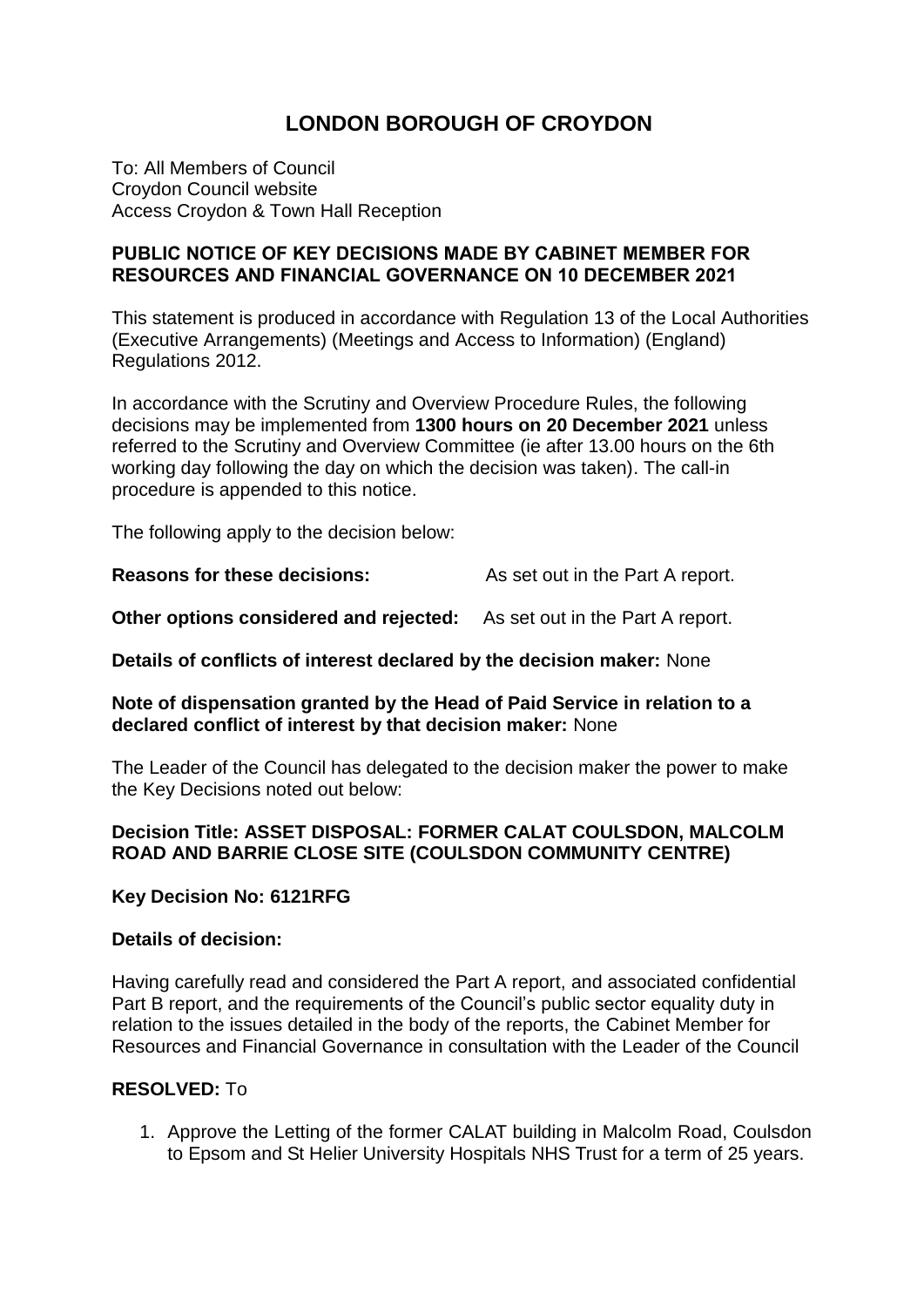# LONDON BOROUGH OF CROYDON

To: All Members of Council
Croydon Council website
Access Croydon & Town Hall Reception

**PUBLIC NOTICE OF KEY DECISIONS MADE BY CABINET MEMBER FOR RESOURCES AND FINANCIAL GOVERNANCE ON 10 DECEMBER 2021**

This statement is produced in accordance with Regulation 13 of the Local Authorities (Executive Arrangements) (Meetings and Access to Information) (England) Regulations 2012.

In accordance with the Scrutiny and Overview Procedure Rules, the following decisions may be implemented from **1300 hours on 20 December 2021** unless referred to the Scrutiny and Overview Committee (ie after 13.00 hours on the 6th working day following the day on which the decision was taken). The call-in procedure is appended to this notice.

The following apply to the decision below:

**Reasons for these decisions:** As set out in the Part A report.

**Other options considered and rejected:** As set out in the Part A report.

**Details of conflicts of interest declared by the decision maker:** None

**Note of dispensation granted by the Head of Paid Service in relation to a declared conflict of interest by that decision maker:** None

The Leader of the Council has delegated to the decision maker the power to make the Key Decisions noted out below:

**Decision Title: ASSET DISPOSAL: FORMER CALAT COULSDON, MALCOLM ROAD AND BARRIE CLOSE SITE (COULSDON COMMUNITY CENTRE)**

**Key Decision No: 6121RFG**

**Details of decision:**

Having carefully read and considered the Part A report, and associated confidential Part B report, and the requirements of the Council's public sector equality duty in relation to the issues detailed in the body of the reports, the Cabinet Member for Resources and Financial Governance in consultation with the Leader of the Council

**RESOLVED:** To

1. Approve the Letting of the former CALAT building in Malcolm Road, Coulsdon to Epsom and St Helier University Hospitals NHS Trust for a term of 25 years.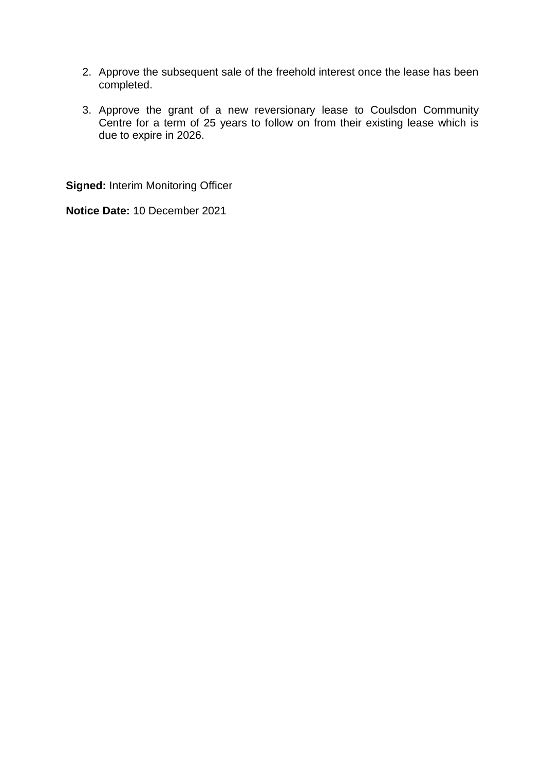2. Approve the subsequent sale of the freehold interest once the lease has been completed.

3. Approve the grant of a new reversionary lease to Coulsdon Community Centre for a term of 25 years to follow on from their existing lease which is due to expire in 2026.

**Signed:** Interim Monitoring Officer

**Notice Date:** 10 December 2021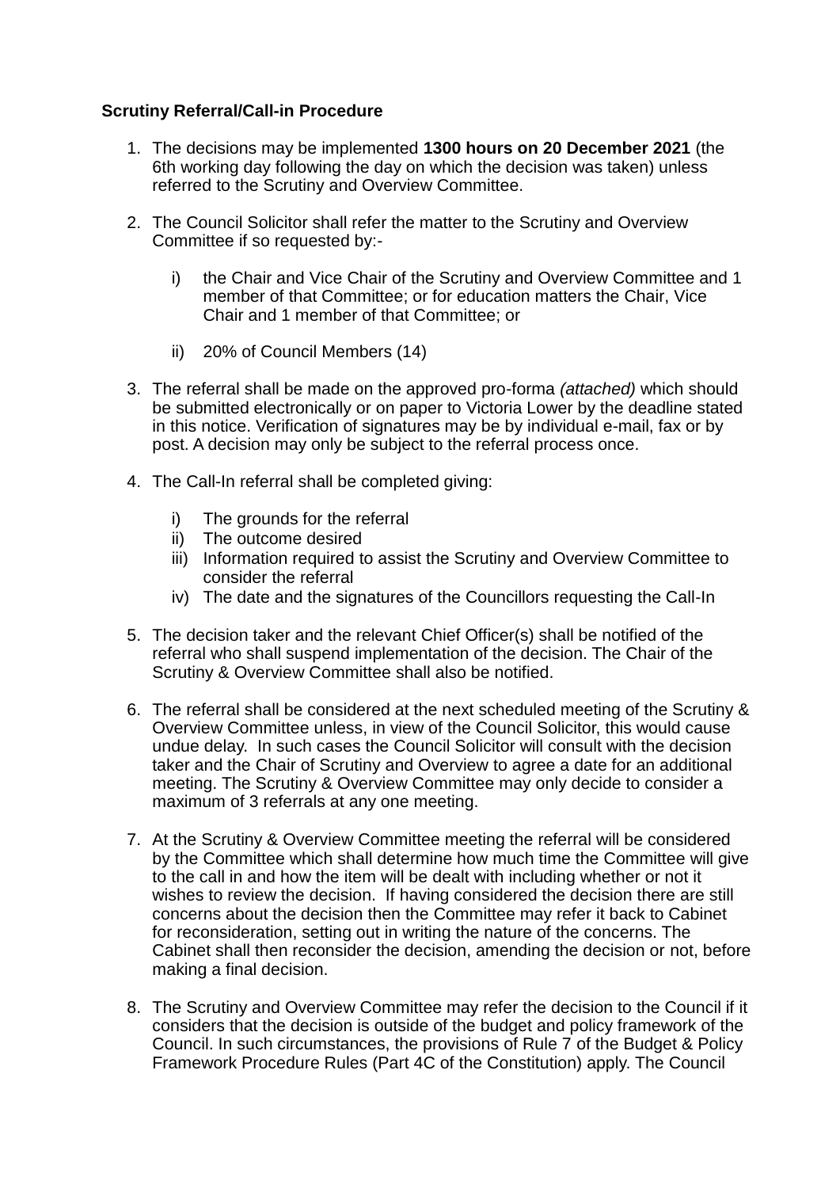**Scrutiny Referral/Call-in Procedure**

1. The decisions may be implemented **1300 hours on 20 December 2021** (the 6th working day following the day on which the decision was taken) unless referred to the Scrutiny and Overview Committee.

2. The Council Solicitor shall refer the matter to the Scrutiny and Overview Committee if so requested by:-

   i) the Chair and Vice Chair of the Scrutiny and Overview Committee and 1 member of that Committee; or for education matters the Chair, Vice Chair and 1 member of that Committee; or

   ii) 20% of Council Members (14)

3. The referral shall be made on the approved pro-forma *(attached)* which should be submitted electronically or on paper to Victoria Lower by the deadline stated in this notice. Verification of signatures may be by individual e-mail, fax or by post. A decision may only be subject to the referral process once.

4. The Call-In referral shall be completed giving:

   i) The grounds for the referral
   ii) The outcome desired
   iii) Information required to assist the Scrutiny and Overview Committee to consider the referral
   iv) The date and the signatures of the Councillors requesting the Call-In

5. The decision taker and the relevant Chief Officer(s) shall be notified of the referral who shall suspend implementation of the decision. The Chair of the Scrutiny & Overview Committee shall also be notified.

6. The referral shall be considered at the next scheduled meeting of the Scrutiny & Overview Committee unless, in view of the Council Solicitor, this would cause undue delay. In such cases the Council Solicitor will consult with the decision taker and the Chair of Scrutiny and Overview to agree a date for an additional meeting. The Scrutiny & Overview Committee may only decide to consider a maximum of 3 referrals at any one meeting.

7. At the Scrutiny & Overview Committee meeting the referral will be considered by the Committee which shall determine how much time the Committee will give to the call in and how the item will be dealt with including whether or not it wishes to review the decision. If having considered the decision there are still concerns about the decision then the Committee may refer it back to Cabinet for reconsideration, setting out in writing the nature of the concerns. The Cabinet shall then reconsider the decision, amending the decision or not, before making a final decision.

8. The Scrutiny and Overview Committee may refer the decision to the Council if it considers that the decision is outside of the budget and policy framework of the Council. In such circumstances, the provisions of Rule 7 of the Budget & Policy Framework Procedure Rules (Part 4C of the Constitution) apply. The Council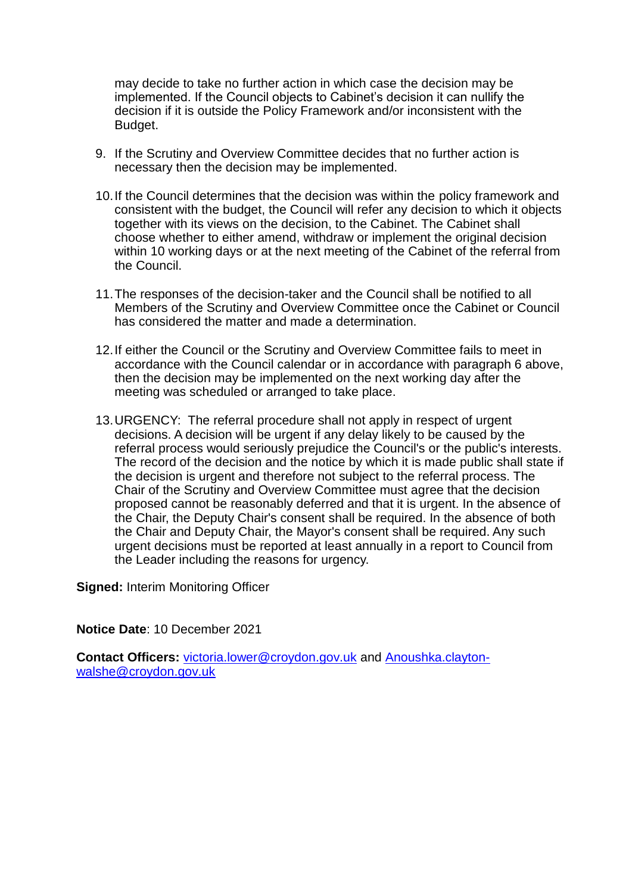may decide to take no further action in which case the decision may be implemented. If the Council objects to Cabinet's decision it can nullify the decision if it is outside the Policy Framework and/or inconsistent with the Budget.

9. If the Scrutiny and Overview Committee decides that no further action is necessary then the decision may be implemented.

10. If the Council determines that the decision was within the policy framework and consistent with the budget, the Council will refer any decision to which it objects together with its views on the decision, to the Cabinet. The Cabinet shall choose whether to either amend, withdraw or implement the original decision within 10 working days or at the next meeting of the Cabinet of the referral from the Council.

11. The responses of the decision-taker and the Council shall be notified to all Members of the Scrutiny and Overview Committee once the Cabinet or Council has considered the matter and made a determination.

12. If either the Council or the Scrutiny and Overview Committee fails to meet in accordance with the Council calendar or in accordance with paragraph 6 above, then the decision may be implemented on the next working day after the meeting was scheduled or arranged to take place.

13. URGENCY: The referral procedure shall not apply in respect of urgent decisions. A decision will be urgent if any delay likely to be caused by the referral process would seriously prejudice the Council's or the public's interests. The record of the decision and the notice by which it is made public shall state if the decision is urgent and therefore not subject to the referral process. The Chair of the Scrutiny and Overview Committee must agree that the decision proposed cannot be reasonably deferred and that it is urgent. In the absence of the Chair, the Deputy Chair's consent shall be required. In the absence of both the Chair and Deputy Chair, the Mayor's consent shall be required. Any such urgent decisions must be reported at least annually in a report to Council from the Leader including the reasons for urgency.

**Signed:** Interim Monitoring Officer

**Notice Date**: 10 December 2021

**Contact Officers:** victoria.lower@croydon.gov.uk and Anoushka.clayton-walshe@croydon.gov.uk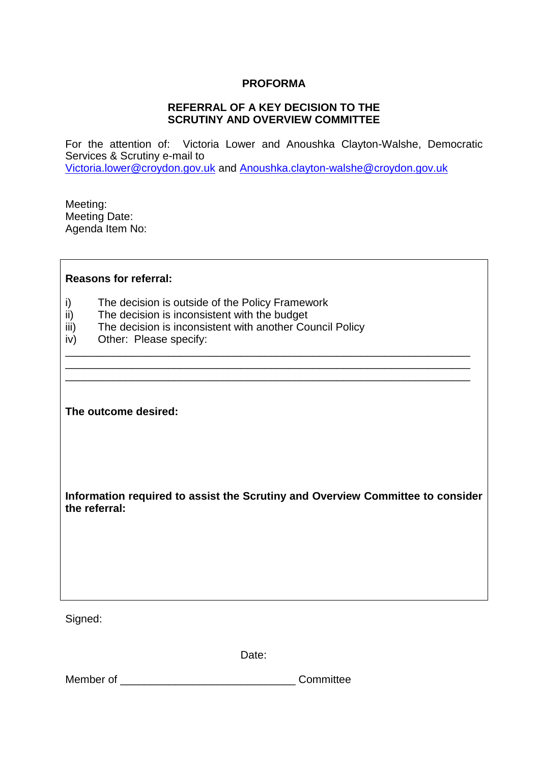**PROFORMA**

**REFERRAL OF A KEY DECISION TO THE SCRUTINY AND OVERVIEW COMMITTEE**

For the attention of: Victoria Lower and Anoushka Clayton-Walshe, Democratic Services & Scrutiny e-mail to Victoria.lower@croydon.gov.uk and Anoushka.clayton-walshe@croydon.gov.uk

Meeting:
Meeting Date:
Agenda Item No:

**Reasons for referral:**

i) The decision is outside of the Policy Framework
ii) The decision is inconsistent with the budget
iii) The decision is inconsistent with another Council Policy
iv) Other: Please specify:

\_\_\_\_\_\_\_\_\_\_\_\_\_\_\_\_\_\_\_\_\_\_\_\_\_\_\_\_\_\_\_\_\_\_\_\_\_\_\_\_\_\_\_\_\_\_\_\_\_\_\_\_\_\_\_\_\_\_\_\_\_\_\_\_
\_\_\_\_\_\_\_\_\_\_\_\_\_\_\_\_\_\_\_\_\_\_\_\_\_\_\_\_\_\_\_\_\_\_\_\_\_\_\_\_\_\_\_\_\_\_\_\_\_\_\_\_\_\_\_\_\_\_\_\_\_\_\_\_
\_\_\_\_\_\_\_\_\_\_\_\_\_\_\_\_\_\_\_\_\_\_\_\_\_\_\_\_\_\_\_\_\_\_\_\_\_\_\_\_\_\_\_\_\_\_\_\_\_\_\_\_\_\_\_\_\_\_\_\_\_\_\_\_

**The outcome desired:**

**Information required to assist the Scrutiny and Overview Committee to consider the referral:**

Signed:

Date:

Member of \_\_\_\_\_\_\_\_\_\_\_\_\_\_\_\_\_\_\_\_\_\_\_\_\_\_\_\_ Committee